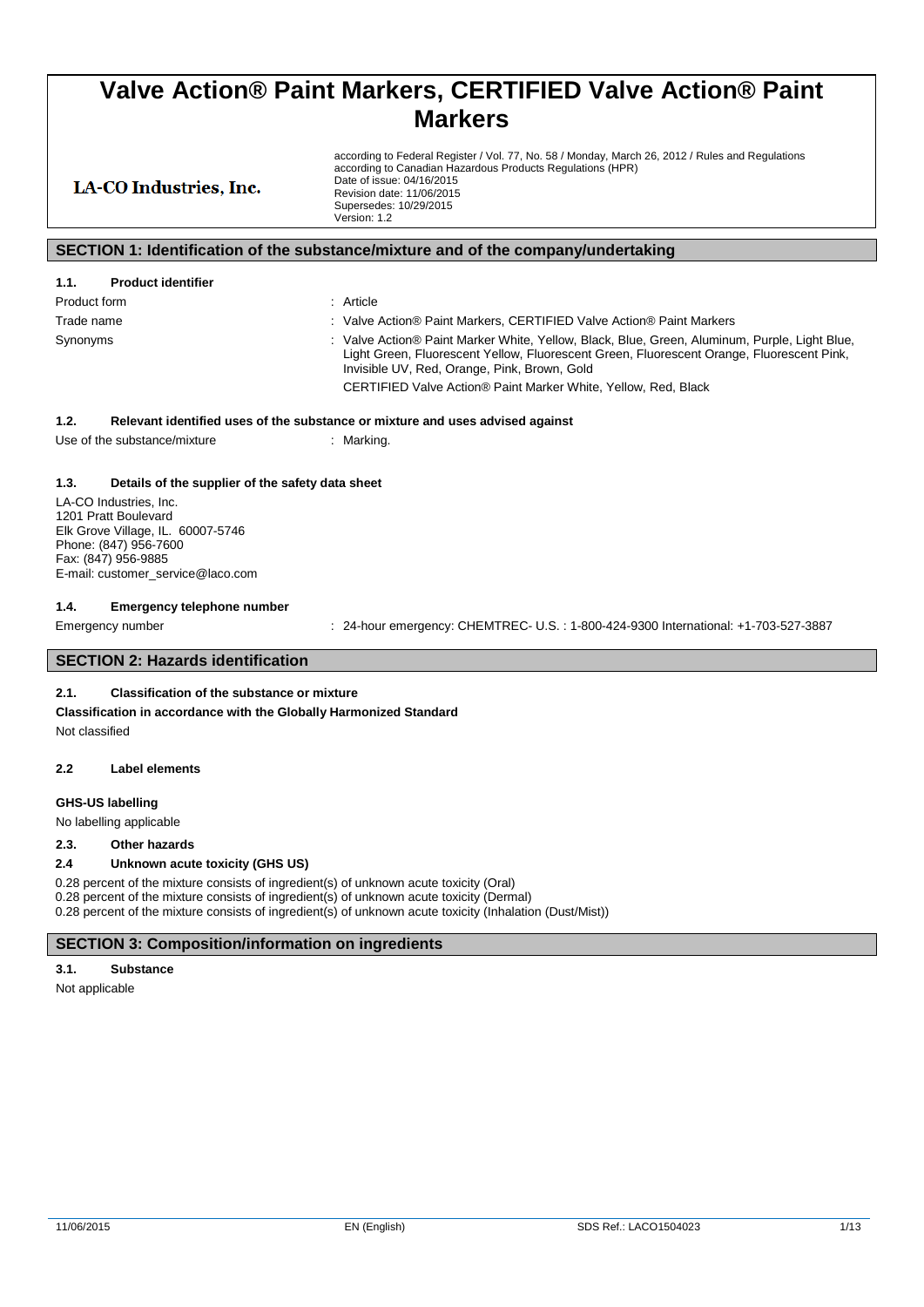# Valve Action® Paint Markers, CERTIFIED Valve Action® Paint Markers

**LA-CO Industries, Inc.**

according to Federal Register / Vol. 77, No. 58 / Monday, March 26, 2012 / Rules and Regulations
according to Canadian Hazardous Products Regulations (HPR)
Date of issue: 04/16/2015
Revision date: 11/06/2015
Supersedes: 10/29/2015
Version: 1.2

## SECTION 1: Identification of the substance/mixture and of the company/undertaking

### 1.1. Product identifier

Product form : Article

Trade name : Valve Action® Paint Markers, CERTIFIED Valve Action® Paint Markers

Synonyms : Valve Action® Paint Marker White, Yellow, Black, Blue, Green, Aluminum, Purple, Light Blue, Light Green, Fluorescent Yellow, Fluorescent Green, Fluorescent Orange, Fluorescent Pink, Invisible UV, Red, Orange, Pink, Brown, Gold

CERTIFIED Valve Action® Paint Marker White, Yellow, Red, Black

### 1.2. Relevant identified uses of the substance or mixture and uses advised against

Use of the substance/mixture : Marking.

### 1.3. Details of the supplier of the safety data sheet

LA-CO Industries, Inc.
1201 Pratt Boulevard
Elk Grove Village, IL. 60007-5746
Phone: (847) 956-7600
Fax: (847) 956-9885
E-mail: customer_service@laco.com

### 1.4. Emergency telephone number

Emergency number : 24-hour emergency: CHEMTREC- U.S. : 1-800-424-9300 International: +1-703-527-3887

## SECTION 2: Hazards identification

### 2.1. Classification of the substance or mixture

**Classification in accordance with the Globally Harmonized Standard**

Not classified

### 2.2 Label elements

**GHS-US labelling**

No labelling applicable

### 2.3. Other hazards

### 2.4 Unknown acute toxicity (GHS US)

0.28 percent of the mixture consists of ingredient(s) of unknown acute toxicity (Oral)
0.28 percent of the mixture consists of ingredient(s) of unknown acute toxicity (Dermal)
0.28 percent of the mixture consists of ingredient(s) of unknown acute toxicity (Inhalation (Dust/Mist))

## SECTION 3: Composition/information on ingredients

### 3.1. Substance

Not applicable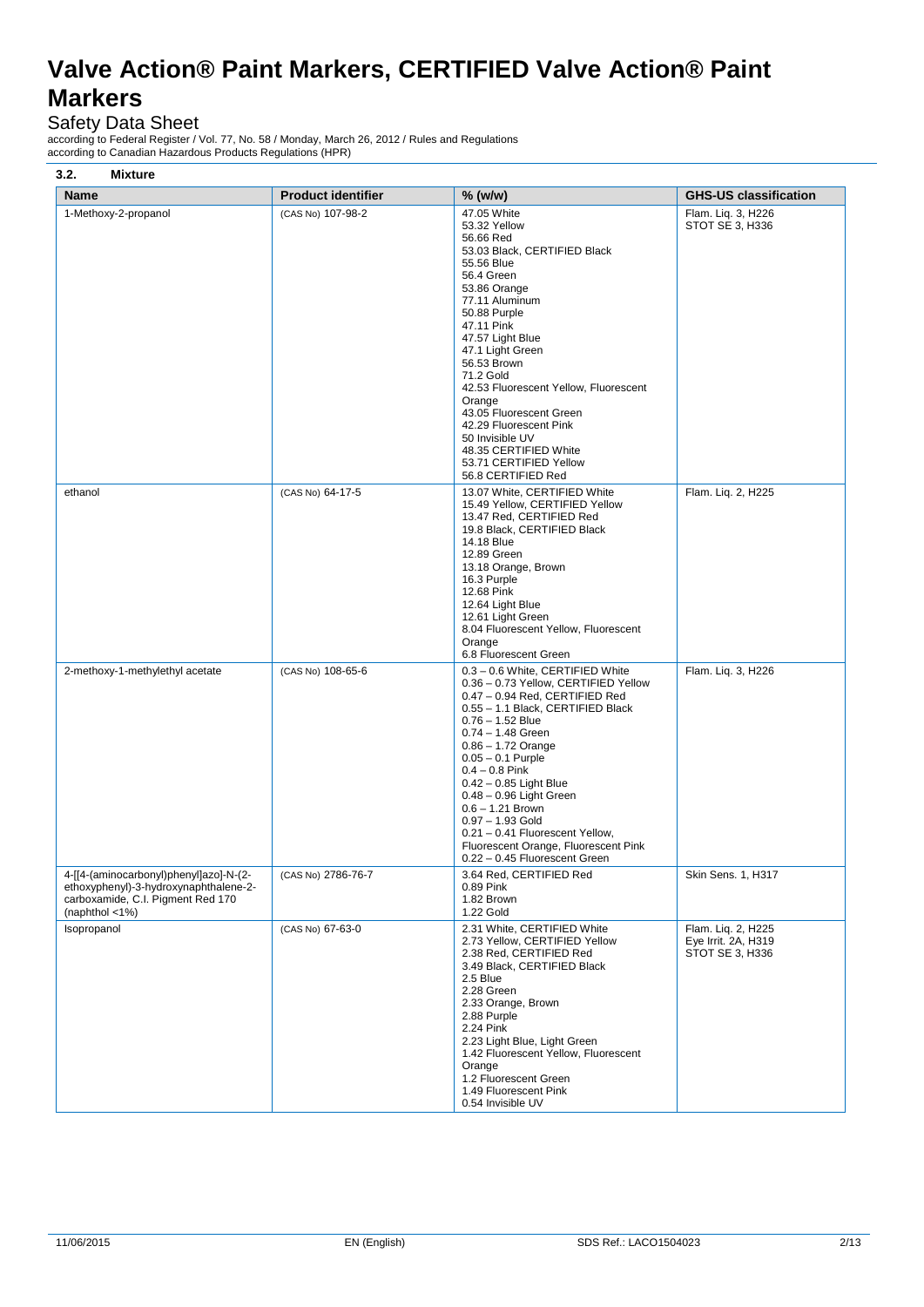# Valve Action® Paint Markers, CERTIFIED Valve Action® Paint Markers

Safety Data Sheet

according to Federal Register / Vol. 77, No. 58 / Monday, March 26, 2012 / Rules and Regulations
according to Canadian Hazardous Products Regulations (HPR)

### 3.2. Mixture

| Name | Product identifier | % (w/w) | GHS-US classification |
|---|---|---|---|
| 1-Methoxy-2-propanol | (CAS No) 107-98-2 | 47.05 White<br>53.32 Yellow<br>56.66 Red<br>53.03 Black, CERTIFIED Black<br>55.56 Blue<br>56.4 Green<br>53.86 Orange<br>77.11 Aluminum<br>50.88 Purple<br>47.11 Pink<br>47.57 Light Blue<br>47.1 Light Green<br>56.53 Brown<br>71.2 Gold<br>42.53 Fluorescent Yellow, Fluorescent Orange<br>43.05 Fluorescent Green<br>42.29 Fluorescent Pink<br>50 Invisible UV<br>48.35 CERTIFIED White<br>53.71 CERTIFIED Yellow<br>56.8 CERTIFIED Red | Flam. Liq. 3, H226<br>STOT SE 3, H336 |
| ethanol | (CAS No) 64-17-5 | 13.07 White, CERTIFIED White<br>15.49 Yellow, CERTIFIED Yellow<br>13.47 Red, CERTIFIED Red<br>19.8 Black, CERTIFIED Black<br>14.18 Blue<br>12.89 Green<br>13.18 Orange, Brown<br>16.3 Purple<br>12.68 Pink<br>12.64 Light Blue<br>12.61 Light Green<br>8.04 Fluorescent Yellow, Fluorescent Orange<br>6.8 Fluorescent Green | Flam. Liq. 2, H225 |
| 2-methoxy-1-methylethyl acetate | (CAS No) 108-65-6 | 0.3 – 0.6 White, CERTIFIED White<br>0.36 – 0.73 Yellow, CERTIFIED Yellow<br>0.47 – 0.94 Red, CERTIFIED Red<br>0.55 – 1.1 Black, CERTIFIED Black<br>0.76 – 1.52 Blue<br>0.74 – 1.48 Green<br>0.86 – 1.72 Orange<br>0.05 – 0.1 Purple<br>0.4 – 0.8 Pink<br>0.42 – 0.85 Light Blue<br>0.48 – 0.96 Light Green<br>0.6 – 1.21 Brown<br>0.97 – 1.93 Gold<br>0.21 – 0.41 Fluorescent Yellow, Fluorescent Orange, Fluorescent Pink<br>0.22 – 0.45 Fluorescent Green | Flam. Liq. 3, H226 |
| 4-[[4-(aminocarbonyl)phenyl]azo]-N-(2-ethoxyphenyl)-3-hydroxynaphthalene-2-carboxamide, C.I. Pigment Red 170 (naphthol <1%) | (CAS No) 2786-76-7 | 3.64 Red, CERTIFIED Red<br>0.89 Pink<br>1.82 Brown<br>1.22 Gold | Skin Sens. 1, H317 |
| Isopropanol | (CAS No) 67-63-0 | 2.31 White, CERTIFIED White<br>2.73 Yellow, CERTIFIED Yellow<br>2.38 Red, CERTIFIED Red<br>3.49 Black, CERTIFIED Black<br>2.5 Blue<br>2.28 Green<br>2.33 Orange, Brown<br>2.88 Purple<br>2.24 Pink<br>2.23 Light Blue, Light Green<br>1.42 Fluorescent Yellow, Fluorescent Orange<br>1.2 Fluorescent Green<br>1.49 Fluorescent Pink<br>0.54 Invisible UV | Flam. Liq. 2, H225<br>Eye Irrit. 2A, H319<br>STOT SE 3, H336 |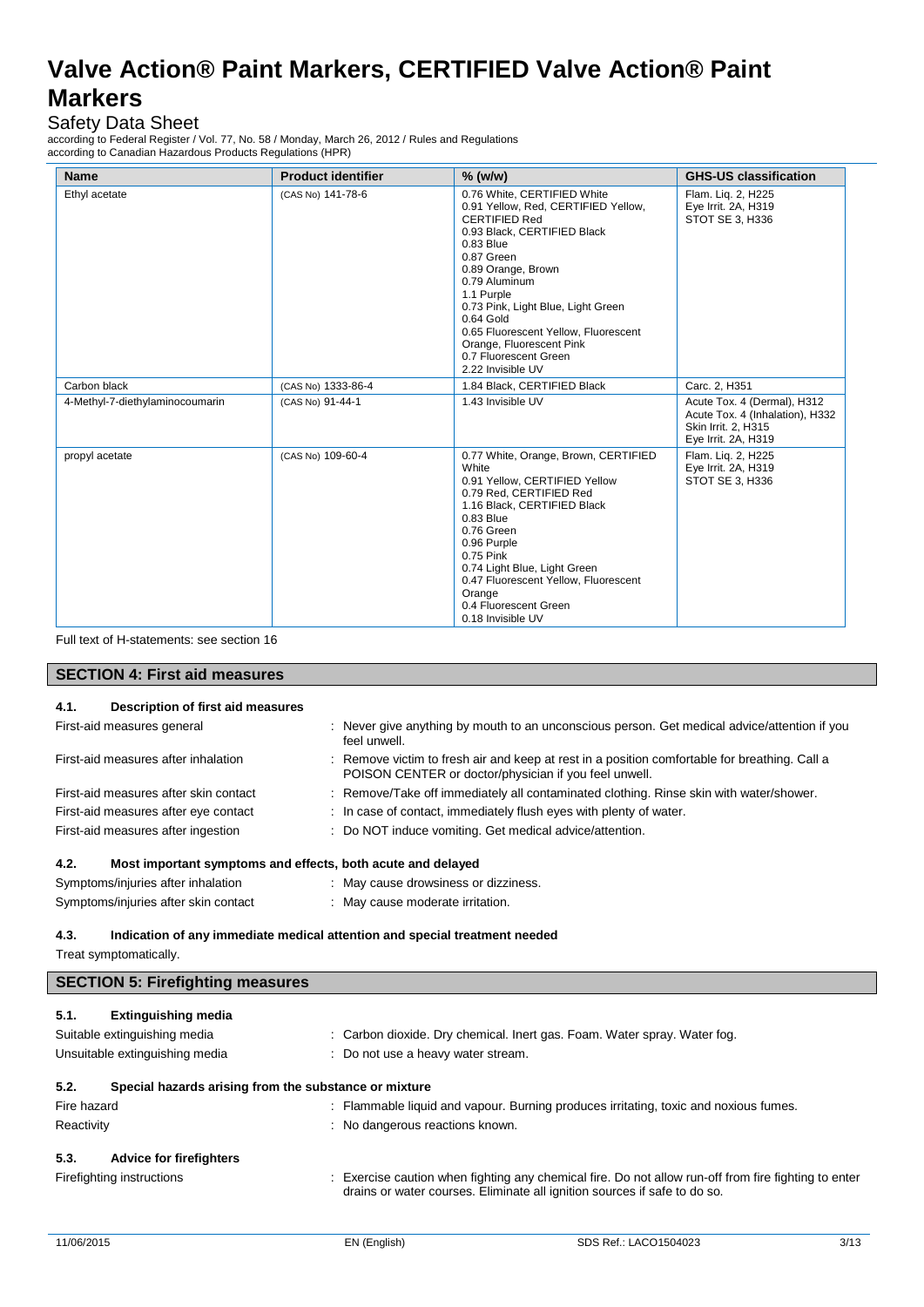| Name | Product identifier | % (w/w) | GHS-US classification |
| --- | --- | --- | --- |
| Ethyl acetate | (CAS No) 141-78-6 | 0.76 White, CERTIFIED White<br>0.91 Yellow, Red, CERTIFIED Yellow, CERTIFIED Red<br>0.93 Black, CERTIFIED Black<br>0.83 Blue<br>0.87 Green<br>0.89 Orange, Brown<br>0.79 Aluminum<br>1.1 Purple<br>0.73 Pink, Light Blue, Light Green<br>0.64 Gold<br>0.65 Fluorescent Yellow, Fluorescent Orange, Fluorescent Pink<br>0.7 Fluorescent Green<br>2.22 Invisible UV | Flam. Liq. 2, H225<br>Eye Irrit. 2A, H319<br>STOT SE 3, H336 |
| Carbon black | (CAS No) 1333-86-4 | 1.84 Black, CERTIFIED Black | Carc. 2, H351 |
| 4-Methyl-7-diethylaminocoumarin | (CAS No) 91-44-1 | 1.43 Invisible UV | Acute Tox. 4 (Dermal), H312<br>Acute Tox. 4 (Inhalation), H332<br>Skin Irrit. 2, H315<br>Eye Irrit. 2A, H319 |
| propyl acetate | (CAS No) 109-60-4 | 0.77 White, Orange, Brown, CERTIFIED White<br>0.91 Yellow, CERTIFIED Yellow<br>0.79 Red, CERTIFIED Red<br>1.16 Black, CERTIFIED Black<br>0.83 Blue<br>0.76 Green<br>0.96 Purple<br>0.75 Pink<br>0.74 Light Blue, Light Green<br>0.47 Fluorescent Yellow, Fluorescent Orange<br>0.4 Fluorescent Green<br>0.18 Invisible UV | Flam. Liq. 2, H225<br>Eye Irrit. 2A, H319<br>STOT SE 3, H336 |

Full text of H-statements: see section 16

## SECTION 4: First aid measures

### 4.1. Description of first aid measures

First-aid measures general : Never give anything by mouth to an unconscious person. Get medical advice/attention if you feel unwell.

First-aid measures after inhalation : Remove victim to fresh air and keep at rest in a position comfortable for breathing. Call a POISON CENTER or doctor/physician if you feel unwell.

First-aid measures after skin contact : Remove/Take off immediately all contaminated clothing. Rinse skin with water/shower.

First-aid measures after eye contact : In case of contact, immediately flush eyes with plenty of water.

First-aid measures after ingestion : Do NOT induce vomiting. Get medical advice/attention.

### 4.2. Most important symptoms and effects, both acute and delayed

Symptoms/injuries after inhalation : May cause drowsiness or dizziness.

Symptoms/injuries after skin contact : May cause moderate irritation.

### 4.3. Indication of any immediate medical attention and special treatment needed

Treat symptomatically.

## SECTION 5: Firefighting measures

### 5.1. Extinguishing media

Suitable extinguishing media : Carbon dioxide. Dry chemical. Inert gas. Foam. Water spray. Water fog.

Unsuitable extinguishing media : Do not use a heavy water stream.

### 5.2. Special hazards arising from the substance or mixture

Fire hazard : Flammable liquid and vapour. Burning produces irritating, toxic and noxious fumes.

Reactivity : No dangerous reactions known.

### 5.3. Advice for firefighters

Firefighting instructions : Exercise caution when fighting any chemical fire. Do not allow run-off from fire fighting to enter drains or water courses. Eliminate all ignition sources if safe to do so.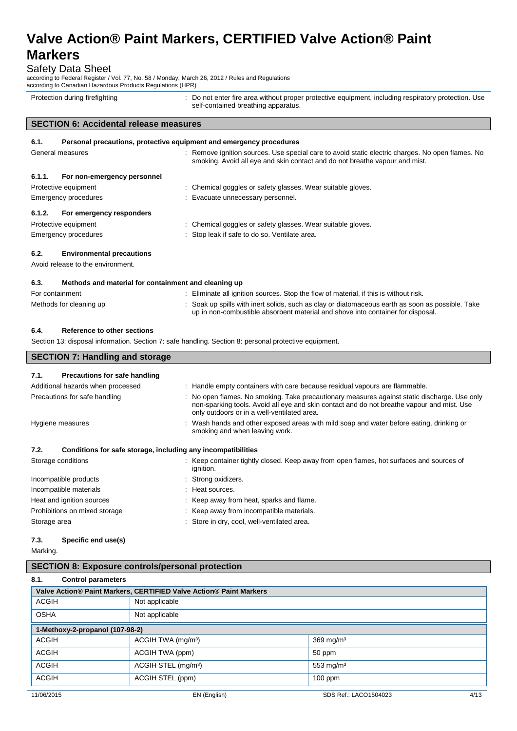| | |
|---|---|
| Protection during firefighting | : Do not enter fire area without proper protective equipment, including respiratory protection. Use self-contained breathing apparatus. |

## SECTION 6: Accidental release measures

### 6.1. Personal precautions, protective equipment and emergency procedures

General measures : Remove ignition sources. Use special care to avoid static electric charges. No open flames. No smoking. Avoid all eye and skin contact and do not breathe vapour and mist.

#### 6.1.1. For non-emergency personnel

Protective equipment : Chemical goggles or safety glasses. Wear suitable gloves.

Emergency procedures : Evacuate unnecessary personnel.

#### 6.1.2. For emergency responders

Protective equipment : Chemical goggles or safety glasses. Wear suitable gloves.

Emergency procedures : Stop leak if safe to do so. Ventilate area.

### 6.2. Environmental precautions

Avoid release to the environment.

### 6.3. Methods and material for containment and cleaning up

For containment : Eliminate all ignition sources. Stop the flow of material, if this is without risk.

Methods for cleaning up : Soak up spills with inert solids, such as clay or diatomaceous earth as soon as possible. Take up in non-combustible absorbent material and shove into container for disposal.

### 6.4. Reference to other sections

Section 13: disposal information. Section 7: safe handling. Section 8: personal protective equipment.

## SECTION 7: Handling and storage

### 7.1. Precautions for safe handling

Additional hazards when processed : Handle empty containers with care because residual vapours are flammable.

Precautions for safe handling : No open flames. No smoking. Take precautionary measures against static discharge. Use only non-sparking tools. Avoid all eye and skin contact and do not breathe vapour and mist. Use only outdoors or in a well-ventilated area.

Hygiene measures : Wash hands and other exposed areas with mild soap and water before eating, drinking or smoking and when leaving work.

### 7.2. Conditions for safe storage, including any incompatibilities

Storage conditions : Keep container tightly closed. Keep away from open flames, hot surfaces and sources of ignition.

Incompatible products : Strong oxidizers.

Incompatible materials : Heat sources.

Heat and ignition sources : Keep away from heat, sparks and flame.

Prohibitions on mixed storage : Keep away from incompatible materials.

Storage area : Store in dry, cool, well-ventilated area.

### 7.3. Specific end use(s)

Marking.

## SECTION 8: Exposure controls/personal protection

### 8.1. Control parameters

| Valve Action® Paint Markers, CERTIFIED Valve Action® Paint Markers | | |
|---|---|---|
| ACGIH | Not applicable | |
| OSHA | Not applicable | |
| **1-Methoxy-2-propanol (107-98-2)** | | |
| ACGIH | ACGIH TWA (mg/m³) | 369 mg/m³ |
| ACGIH | ACGIH TWA (ppm) | 50 ppm |
| ACGIH | ACGIH STEL (mg/m³) | 553 mg/m³ |
| ACGIH | ACGIH STEL (ppm) | 100 ppm |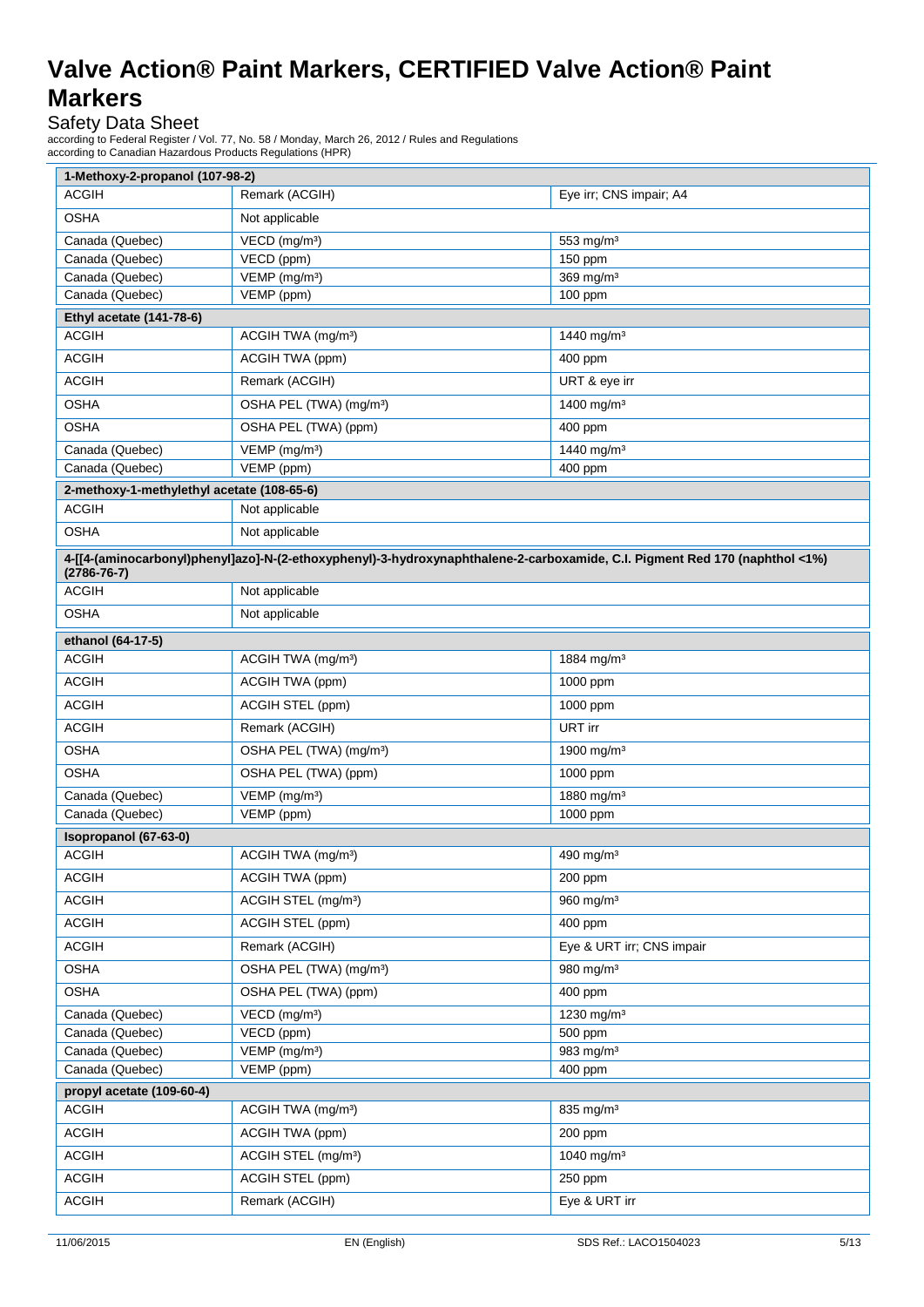| 1-Methoxy-2-propanol (107-98-2) | | |
|---|---|---|
| ACGIH | Remark (ACGIH) | Eye irr; CNS impair; A4 |
| OSHA | Not applicable | |
| Canada (Quebec) | VECD (mg/m³) | 553 mg/m³ |
| Canada (Quebec) | VECD (ppm) | 150 ppm |
| Canada (Quebec) | VEMP (mg/m³) | 369 mg/m³ |
| Canada (Quebec) | VEMP (ppm) | 100 ppm |
| **Ethyl acetate (141-78-6)** | | |
| ACGIH | ACGIH TWA (mg/m³) | 1440 mg/m³ |
| ACGIH | ACGIH TWA (ppm) | 400 ppm |
| ACGIH | Remark (ACGIH) | URT & eye irr |
| OSHA | OSHA PEL (TWA) (mg/m³) | 1400 mg/m³ |
| OSHA | OSHA PEL (TWA) (ppm) | 400 ppm |
| Canada (Quebec) | VEMP (mg/m³) | 1440 mg/m³ |
| Canada (Quebec) | VEMP (ppm) | 400 ppm |
| **2-methoxy-1-methylethyl acetate (108-65-6)** | | |
| ACGIH | Not applicable | |
| OSHA | Not applicable | |
| **4-[[4-(aminocarbonyl)phenyl]azo]-N-(2-ethoxyphenyl)-3-hydroxynaphthalene-2-carboxamide, C.I. Pigment Red 170 (naphthol <1%) (2786-76-7)** | | |
| ACGIH | Not applicable | |
| OSHA | Not applicable | |
| **ethanol (64-17-5)** | | |
| ACGIH | ACGIH TWA (mg/m³) | 1884 mg/m³ |
| ACGIH | ACGIH TWA (ppm) | 1000 ppm |
| ACGIH | ACGIH STEL (ppm) | 1000 ppm |
| ACGIH | Remark (ACGIH) | URT irr |
| OSHA | OSHA PEL (TWA) (mg/m³) | 1900 mg/m³ |
| OSHA | OSHA PEL (TWA) (ppm) | 1000 ppm |
| Canada (Quebec) | VEMP (mg/m³) | 1880 mg/m³ |
| Canada (Quebec) | VEMP (ppm) | 1000 ppm |
| **Isopropanol (67-63-0)** | | |
| ACGIH | ACGIH TWA (mg/m³) | 490 mg/m³ |
| ACGIH | ACGIH TWA (ppm) | 200 ppm |
| ACGIH | ACGIH STEL (mg/m³) | 960 mg/m³ |
| ACGIH | ACGIH STEL (ppm) | 400 ppm |
| ACGIH | Remark (ACGIH) | Eye & URT irr; CNS impair |
| OSHA | OSHA PEL (TWA) (mg/m³) | 980 mg/m³ |
| OSHA | OSHA PEL (TWA) (ppm) | 400 ppm |
| Canada (Quebec) | VECD (mg/m³) | 1230 mg/m³ |
| Canada (Quebec) | VECD (ppm) | 500 ppm |
| Canada (Quebec) | VEMP (mg/m³) | 983 mg/m³ |
| Canada (Quebec) | VEMP (ppm) | 400 ppm |
| **propyl acetate (109-60-4)** | | |
| ACGIH | ACGIH TWA (mg/m³) | 835 mg/m³ |
| ACGIH | ACGIH TWA (ppm) | 200 ppm |
| ACGIH | ACGIH STEL (mg/m³) | 1040 mg/m³ |
| ACGIH | ACGIH STEL (ppm) | 250 ppm |
| ACGIH | Remark (ACGIH) | Eye & URT irr |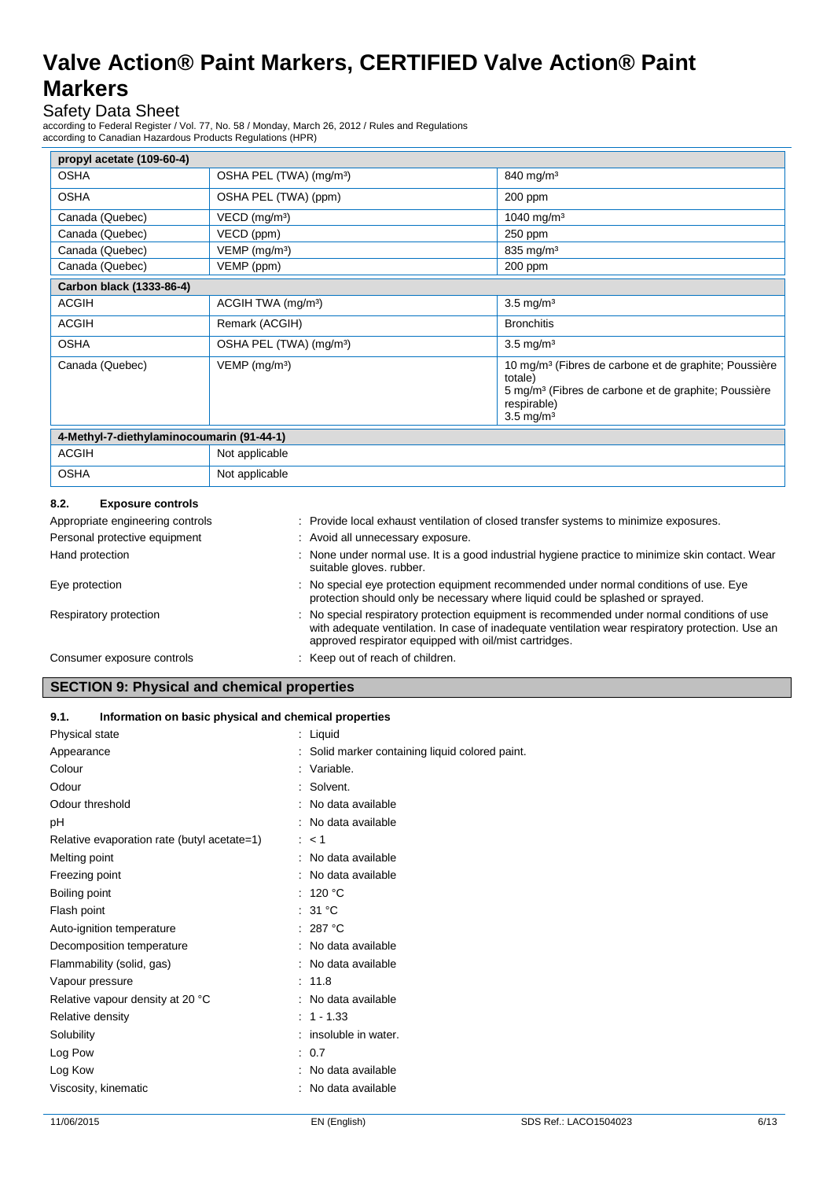| propyl acetate (109-60-4) | | |
|---|---|---|
| OSHA | OSHA PEL (TWA) (mg/m³) | 840 mg/m³ |
| OSHA | OSHA PEL (TWA) (ppm) | 200 ppm |
| Canada (Quebec) | VECD (mg/m³) | 1040 mg/m³ |
| Canada (Quebec) | VECD (ppm) | 250 ppm |
| Canada (Quebec) | VEMP (mg/m³) | 835 mg/m³ |
| Canada (Quebec) | VEMP (ppm) | 200 ppm |
| **Carbon black (1333-86-4)** | | |
| ACGIH | ACGIH TWA (mg/m³) | 3.5 mg/m³ |
| ACGIH | Remark (ACGIH) | Bronchitis |
| OSHA | OSHA PEL (TWA) (mg/m³) | 3.5 mg/m³ |
| Canada (Quebec) | VEMP (mg/m³) | 10 mg/m³ (Fibres de carbone et de graphite; Poussière totale)<br>5 mg/m³ (Fibres de carbone et de graphite; Poussière respirable)<br>3.5 mg/m³ |
| **4-Methyl-7-diethylaminocoumarin (91-44-1)** | | |
| ACGIH | Not applicable | |
| OSHA | Not applicable | |

### 8.2. Exposure controls

Appropriate engineering controls : Provide local exhaust ventilation of closed transfer systems to minimize exposures.

Personal protective equipment : Avoid all unnecessary exposure.

Hand protection : None under normal use. It is a good industrial hygiene practice to minimize skin contact. Wear suitable gloves. rubber.

Eye protection : No special eye protection equipment recommended under normal conditions of use. Eye protection should only be necessary where liquid could be splashed or sprayed.

Respiratory protection : No special respiratory protection equipment is recommended under normal conditions of use with adequate ventilation. In case of inadequate ventilation wear respiratory protection. Use an approved respirator equipped with oil/mist cartridges.

Consumer exposure controls : Keep out of reach of children.

## SECTION 9: Physical and chemical properties

### 9.1. Information on basic physical and chemical properties

| | |
|---|---|
| Physical state | : Liquid |
| Appearance | : Solid marker containing liquid colored paint. |
| Colour | : Variable. |
| Odour | : Solvent. |
| Odour threshold | : No data available |
| pH | : No data available |
| Relative evaporation rate (butyl acetate=1) | : < 1 |
| Melting point | : No data available |
| Freezing point | : No data available |
| Boiling point | : 120 °C |
| Flash point | : 31 °C |
| Auto-ignition temperature | : 287 °C |
| Decomposition temperature | : No data available |
| Flammability (solid, gas) | : No data available |
| Vapour pressure | : 11.8 |
| Relative vapour density at 20 °C | : No data available |
| Relative density | : 1 - 1.33 |
| Solubility | : insoluble in water. |
| Log Pow | : 0.7 |
| Log Kow | : No data available |
| Viscosity, kinematic | : No data available |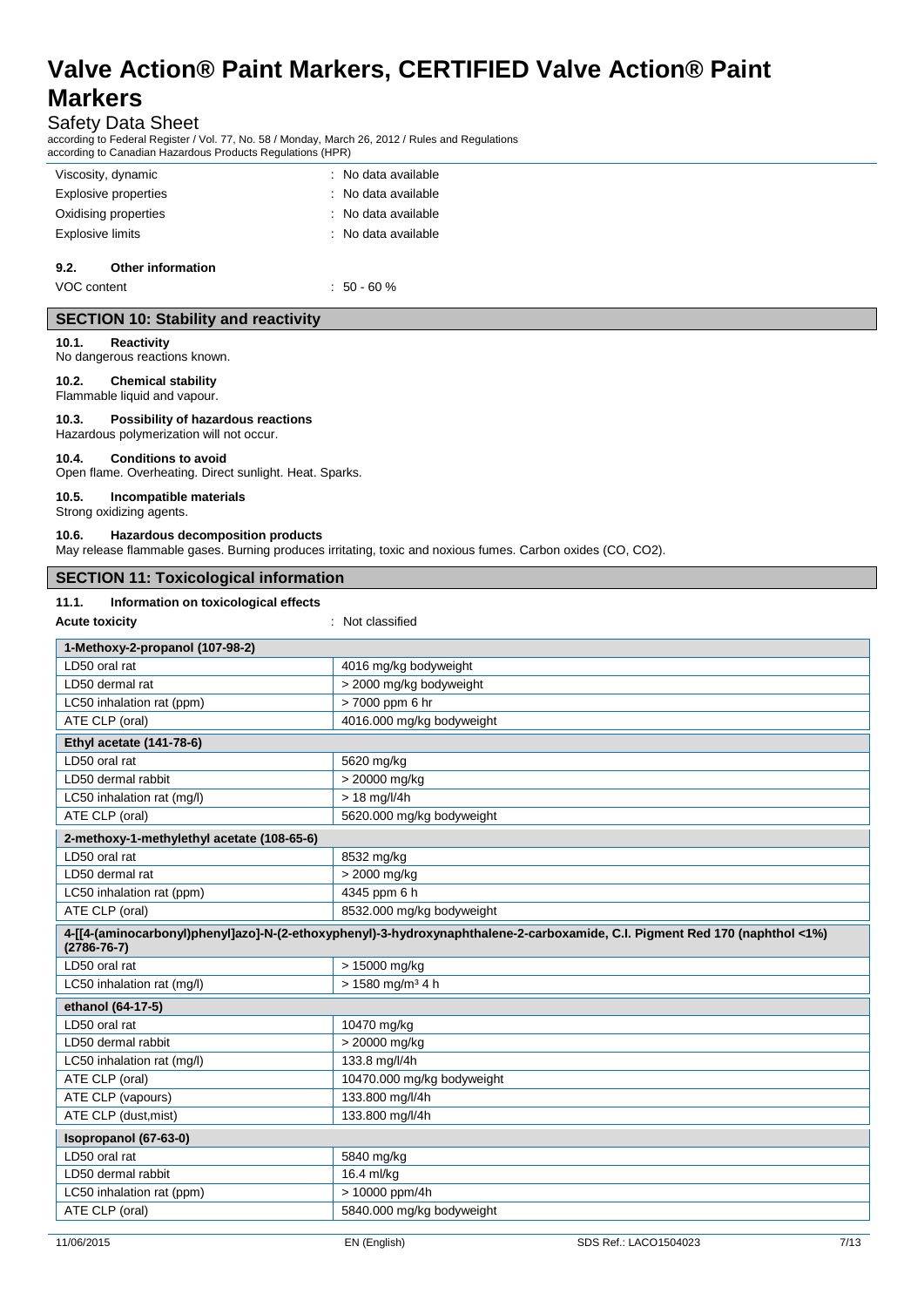| | |
|---|---|
| Viscosity, dynamic | : No data available |
| Explosive properties | : No data available |
| Oxidising properties | : No data available |
| Explosive limits | : No data available |

### 9.2. Other information

VOC content : 50 - 60 %

## SECTION 10: Stability and reactivity

### 10.1. Reactivity

No dangerous reactions known.

### 10.2. Chemical stability

Flammable liquid and vapour.

### 10.3. Possibility of hazardous reactions

Hazardous polymerization will not occur.

### 10.4. Conditions to avoid

Open flame. Overheating. Direct sunlight. Heat. Sparks.

### 10.5. Incompatible materials

Strong oxidizing agents.

### 10.6. Hazardous decomposition products

May release flammable gases. Burning produces irritating, toxic and noxious fumes. Carbon oxides (CO, CO2).

## SECTION 11: Toxicological information

### 11.1. Information on toxicological effects

**Acute toxicity** : Not classified

| 1-Methoxy-2-propanol (107-98-2) | |
|---|---|
| LD50 oral rat | 4016 mg/kg bodyweight |
| LD50 dermal rat | > 2000 mg/kg bodyweight |
| LC50 inhalation rat (ppm) | > 7000 ppm 6 hr |
| ATE CLP (oral) | 4016.000 mg/kg bodyweight |
| **Ethyl acetate (141-78-6)** | |
| LD50 oral rat | 5620 mg/kg |
| LD50 dermal rabbit | > 20000 mg/kg |
| LC50 inhalation rat (mg/l) | > 18 mg/l/4h |
| ATE CLP (oral) | 5620.000 mg/kg bodyweight |
| **2-methoxy-1-methylethyl acetate (108-65-6)** | |
| LD50 oral rat | 8532 mg/kg |
| LD50 dermal rat | > 2000 mg/kg |
| LC50 inhalation rat (ppm) | 4345 ppm 6 h |
| ATE CLP (oral) | 8532.000 mg/kg bodyweight |
| **4-[[4-(aminocarbonyl)phenyl]azo]-N-(2-ethoxyphenyl)-3-hydroxynaphthalene-2-carboxamide, C.I. Pigment Red 170 (naphthol <1%) (2786-76-7)** | |
| LD50 oral rat | > 15000 mg/kg |
| LC50 inhalation rat (mg/l) | > 1580 mg/m³ 4 h |
| **ethanol (64-17-5)** | |
| LD50 oral rat | 10470 mg/kg |
| LD50 dermal rabbit | > 20000 mg/kg |
| LC50 inhalation rat (mg/l) | 133.8 mg/l/4h |
| ATE CLP (oral) | 10470.000 mg/kg bodyweight |
| ATE CLP (vapours) | 133.800 mg/l/4h |
| ATE CLP (dust,mist) | 133.800 mg/l/4h |
| **Isopropanol (67-63-0)** | |
| LD50 oral rat | 5840 mg/kg |
| LD50 dermal rabbit | 16.4 ml/kg |
| LC50 inhalation rat (ppm) | > 10000 ppm/4h |
| ATE CLP (oral) | 5840.000 mg/kg bodyweight |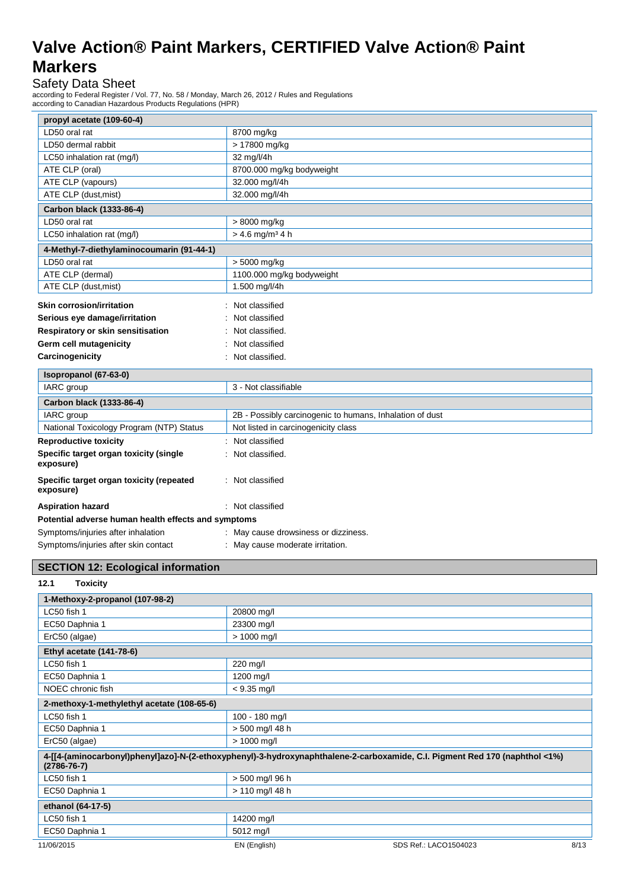| propyl acetate (109-60-4) | |
|---|---|
| LD50 oral rat | 8700 mg/kg |
| LD50 dermal rabbit | > 17800 mg/kg |
| LC50 inhalation rat (mg/l) | 32 mg/l/4h |
| ATE CLP (oral) | 8700.000 mg/kg bodyweight |
| ATE CLP (vapours) | 32.000 mg/l/4h |
| ATE CLP (dust,mist) | 32.000 mg/l/4h |

| Carbon black (1333-86-4) | |
|---|---|
| LD50 oral rat | > 8000 mg/kg |
| LC50 inhalation rat (mg/l) | > 4.6 mg/m³ 4 h |

| 4-Methyl-7-diethylaminocoumarin (91-44-1) | |
|---|---|
| LD50 oral rat | > 5000 mg/kg |
| ATE CLP (dermal) | 1100.000 mg/kg bodyweight |
| ATE CLP (dust,mist) | 1.500 mg/l/4h |

**Skin corrosion/irritation** : Not classified

**Serious eye damage/irritation** : Not classified

**Respiratory or skin sensitisation** : Not classified.

**Germ cell mutagenicity** : Not classified

**Carcinogenicity** : Not classified.

| Isopropanol (67-63-0) | |
|---|---|
| IARC group | 3 - Not classifiable |

| Carbon black (1333-86-4) | |
|---|---|
| IARC group | 2B - Possibly carcinogenic to humans, Inhalation of dust |
| National Toxicology Program (NTP) Status | Not listed in carcinogenicity class |

**Reproductive toxicity** : Not classified

**Specific target organ toxicity (single exposure)** : Not classified.

**Specific target organ toxicity (repeated exposure)** : Not classified

**Aspiration hazard** : Not classified

**Potential adverse human health effects and symptoms**

Symptoms/injuries after inhalation : May cause drowsiness or dizziness.

Symptoms/injuries after skin contact : May cause moderate irritation.

## SECTION 12: Ecological information

### 12.1 Toxicity

| 1-Methoxy-2-propanol (107-98-2) | |
|---|---|
| LC50 fish 1 | 20800 mg/l |
| EC50 Daphnia 1 | 23300 mg/l |
| ErC50 (algae) | > 1000 mg/l |

| Ethyl acetate (141-78-6) | |
|---|---|
| LC50 fish 1 | 220 mg/l |
| EC50 Daphnia 1 | 1200 mg/l |
| NOEC chronic fish | < 9.35 mg/l |

| 2-methoxy-1-methylethyl acetate (108-65-6) | |
|---|---|
| LC50 fish 1 | 100 - 180 mg/l |
| EC50 Daphnia 1 | > 500 mg/l 48 h |
| ErC50 (algae) | > 1000 mg/l |

| 4-[[4-(aminocarbonyl)phenyl]azo]-N-(2-ethoxyphenyl)-3-hydroxynaphthalene-2-carboxamide, C.I. Pigment Red 170 (naphthol <1%) (2786-76-7) | |
|---|---|
| LC50 fish 1 | > 500 mg/l 96 h |
| EC50 Daphnia 1 | > 110 mg/l 48 h |

| ethanol (64-17-5) | |
|---|---|
| LC50 fish 1 | 14200 mg/l |
| EC50 Daphnia 1 | 5012 mg/l |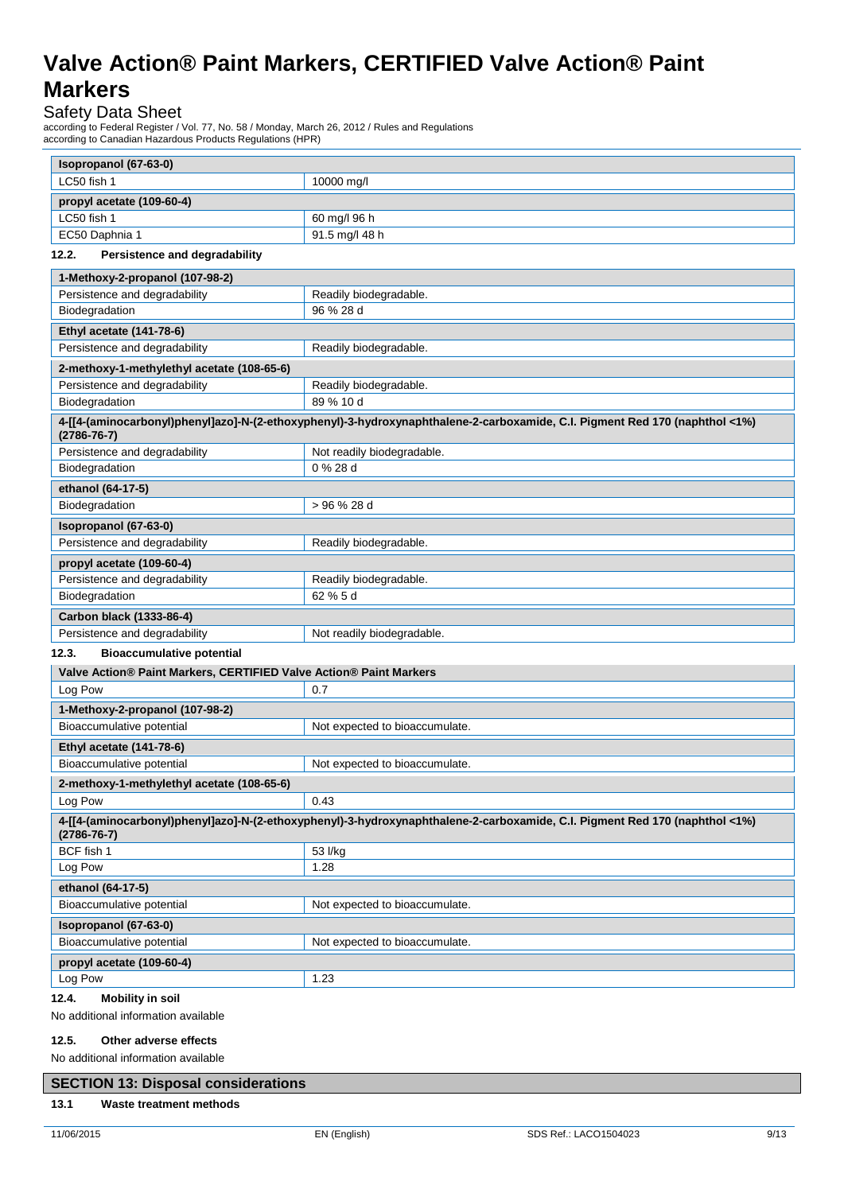| Isopropanol (67-63-0) | |
|---|---|
| LC50 fish 1 | 10000 mg/l |

| propyl acetate (109-60-4) | |
|---|---|
| LC50 fish 1 | 60 mg/l 96 h |
| EC50 Daphnia 1 | 91.5 mg/l 48 h |

### 12.2. Persistence and degradability

| 1-Methoxy-2-propanol (107-98-2) | |
|---|---|
| Persistence and degradability | Readily biodegradable. |
| Biodegradation | 96 % 28 d |

| Ethyl acetate (141-78-6) | |
|---|---|
| Persistence and degradability | Readily biodegradable. |

| 2-methoxy-1-methylethyl acetate (108-65-6) | |
|---|---|
| Persistence and degradability | Readily biodegradable. |
| Biodegradation | 89 % 10 d |

| 4-[[4-(aminocarbonyl)phenyl]azo]-N-(2-ethoxyphenyl)-3-hydroxynaphthalene-2-carboxamide, C.I. Pigment Red 170 (naphthol <1%) (2786-76-7) | |
|---|---|
| Persistence and degradability | Not readily biodegradable. |
| Biodegradation | 0 % 28 d |

| ethanol (64-17-5) | |
|---|---|
| Biodegradation | > 96 % 28 d |

| Isopropanol (67-63-0) | |
|---|---|
| Persistence and degradability | Readily biodegradable. |

| propyl acetate (109-60-4) | |
|---|---|
| Persistence and degradability | Readily biodegradable. |
| Biodegradation | 62 % 5 d |

| Carbon black (1333-86-4) | |
|---|---|
| Persistence and degradability | Not readily biodegradable. |

### 12.3. Bioaccumulative potential

| Valve Action® Paint Markers, CERTIFIED Valve Action® Paint Markers | |
|---|---|
| Log Pow | 0.7 |

| 1-Methoxy-2-propanol (107-98-2) | |
|---|---|
| Bioaccumulative potential | Not expected to bioaccumulate. |

| Ethyl acetate (141-78-6) | |
|---|---|
| Bioaccumulative potential | Not expected to bioaccumulate. |

| 2-methoxy-1-methylethyl acetate (108-65-6) | |
|---|---|
| Log Pow | 0.43 |

| 4-[[4-(aminocarbonyl)phenyl]azo]-N-(2-ethoxyphenyl)-3-hydroxynaphthalene-2-carboxamide, C.I. Pigment Red 170 (naphthol <1%) (2786-76-7) | |
|---|---|
| BCF fish 1 | 53 l/kg |
| Log Pow | 1.28 |

| ethanol (64-17-5) | |
|---|---|
| Bioaccumulative potential | Not expected to bioaccumulate. |

| Isopropanol (67-63-0) | |
|---|---|
| Bioaccumulative potential | Not expected to bioaccumulate. |

| propyl acetate (109-60-4) | |
|---|---|
| Log Pow | 1.23 |

### 12.4. Mobility in soil

No additional information available

### 12.5. Other adverse effects

No additional information available

## SECTION 13: Disposal considerations

### 13.1 Waste treatment methods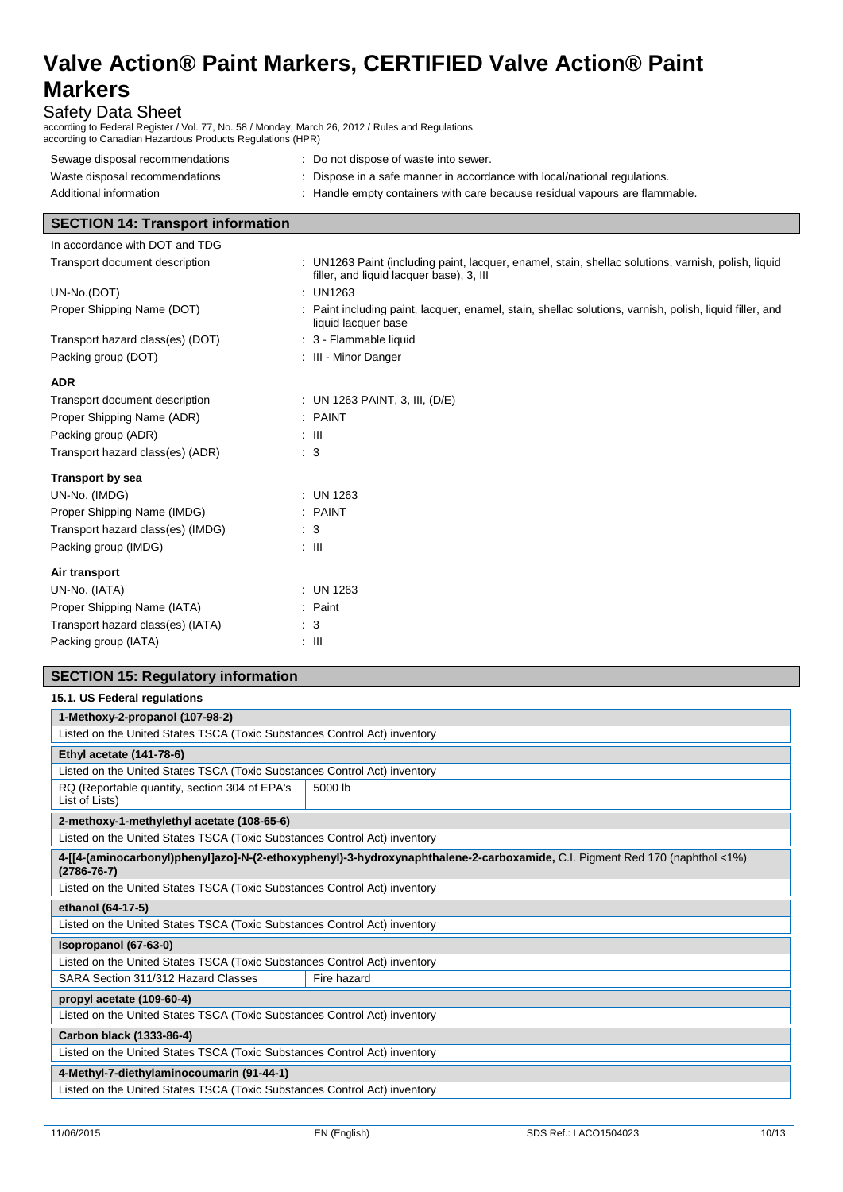| | |
|---|---|
| Sewage disposal recommendations | : Do not dispose of waste into sewer. |
| Waste disposal recommendations | : Dispose in a safe manner in accordance with local/national regulations. |
| Additional information | : Handle empty containers with care because residual vapours are flammable. |

## SECTION 14: Transport information

In accordance with DOT and TDG

| | |
|---|---|
| Transport document description | : UN1263 Paint (including paint, lacquer, enamel, stain, shellac solutions, varnish, polish, liquid filler, and liquid lacquer base), 3, III |
| UN-No.(DOT) | : UN1263 |
| Proper Shipping Name (DOT) | : Paint including paint, lacquer, enamel, stain, shellac solutions, varnish, polish, liquid filler, and liquid lacquer base |
| Transport hazard class(es) (DOT) | : 3 - Flammable liquid |
| Packing group (DOT) | : III - Minor Danger |

**ADR**

| | |
|---|---|
| Transport document description | : UN 1263 PAINT, 3, III, (D/E) |
| Proper Shipping Name (ADR) | : PAINT |
| Packing group (ADR) | : III |
| Transport hazard class(es) (ADR) | : 3 |

**Transport by sea**

| | |
|---|---|
| UN-No. (IMDG) | : UN 1263 |
| Proper Shipping Name (IMDG) | : PAINT |
| Transport hazard class(es) (IMDG) | : 3 |
| Packing group (IMDG) | : III |

**Air transport**

| | |
|---|---|
| UN-No. (IATA) | : UN 1263 |
| Proper Shipping Name (IATA) | : Paint |
| Transport hazard class(es) (IATA) | : 3 |
| Packing group (IATA) | : III |

## SECTION 15: Regulatory information

### 15.1. US Federal regulations

**1-Methoxy-2-propanol (107-98-2)**

Listed on the United States TSCA (Toxic Substances Control Act) inventory

**Ethyl acetate (141-78-6)**

Listed on the United States TSCA (Toxic Substances Control Act) inventory

| | |
|---|---|
| RQ (Reportable quantity, section 304 of EPA's List of Lists) | 5000 lb |

**2-methoxy-1-methylethyl acetate (108-65-6)**

Listed on the United States TSCA (Toxic Substances Control Act) inventory

**4-[[4-(aminocarbonyl)phenyl]azo]-N-(2-ethoxyphenyl)-3-hydroxynaphthalene-2-carboxamide,** C.I. Pigment Red 170 (naphthol <1%) **(2786-76-7)**

Listed on the United States TSCA (Toxic Substances Control Act) inventory

**ethanol (64-17-5)**

Listed on the United States TSCA (Toxic Substances Control Act) inventory

**Isopropanol (67-63-0)**

Listed on the United States TSCA (Toxic Substances Control Act) inventory

| | |
|---|---|
| SARA Section 311/312 Hazard Classes | Fire hazard |

**propyl acetate (109-60-4)**

Listed on the United States TSCA (Toxic Substances Control Act) inventory

**Carbon black (1333-86-4)**

Listed on the United States TSCA (Toxic Substances Control Act) inventory

**4-Methyl-7-diethylaminocoumarin (91-44-1)**

Listed on the United States TSCA (Toxic Substances Control Act) inventory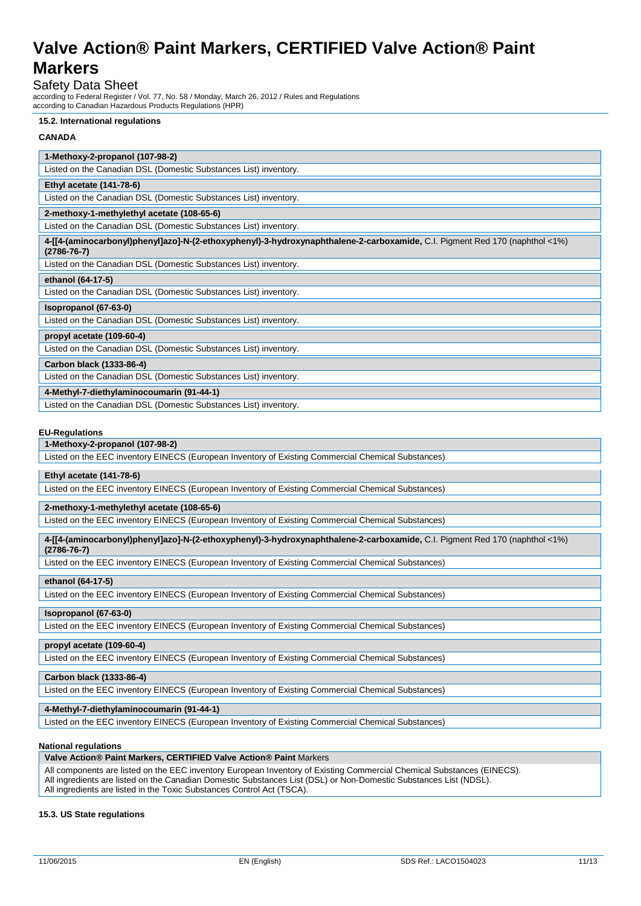### 15.2. International regulations

**CANADA**

| **1-Methoxy-2-propanol (107-98-2)** |
|---|
| Listed on the Canadian DSL (Domestic Substances List) inventory. |

| **Ethyl acetate (141-78-6)** |
|---|
| Listed on the Canadian DSL (Domestic Substances List) inventory. |

| **2-methoxy-1-methylethyl acetate (108-65-6)** |
|---|
| Listed on the Canadian DSL (Domestic Substances List) inventory. |

| **4-[[4-(aminocarbonyl)phenyl]azo]-N-(2-ethoxyphenyl)-3-hydroxynaphthalene-2-carboxamide,** C.I. Pigment Red 170 (naphthol <1%) **(2786-76-7)** |
|---|
| Listed on the Canadian DSL (Domestic Substances List) inventory. |

| **ethanol (64-17-5)** |
|---|
| Listed on the Canadian DSL (Domestic Substances List) inventory. |

| **Isopropanol (67-63-0)** |
|---|
| Listed on the Canadian DSL (Domestic Substances List) inventory. |

| **propyl acetate (109-60-4)** |
|---|
| Listed on the Canadian DSL (Domestic Substances List) inventory. |

| **Carbon black (1333-86-4)** |
|---|
| Listed on the Canadian DSL (Domestic Substances List) inventory. |

| **4-Methyl-7-diethylaminocoumarin (91-44-1)** |
|---|
| Listed on the Canadian DSL (Domestic Substances List) inventory. |

**EU-Regulations**

| **1-Methoxy-2-propanol (107-98-2)** |
|---|
| Listed on the EEC inventory EINECS (European Inventory of Existing Commercial Chemical Substances) |

| **Ethyl acetate (141-78-6)** |
|---|
| Listed on the EEC inventory EINECS (European Inventory of Existing Commercial Chemical Substances) |

| **2-methoxy-1-methylethyl acetate (108-65-6)** |
|---|
| Listed on the EEC inventory EINECS (European Inventory of Existing Commercial Chemical Substances) |

| **4-[[4-(aminocarbonyl)phenyl]azo]-N-(2-ethoxyphenyl)-3-hydroxynaphthalene-2-carboxamide,** C.I. Pigment Red 170 (naphthol <1%) **(2786-76-7)** |
|---|
| Listed on the EEC inventory EINECS (European Inventory of Existing Commercial Chemical Substances) |

| **ethanol (64-17-5)** |
|---|
| Listed on the EEC inventory EINECS (European Inventory of Existing Commercial Chemical Substances) |

| **Isopropanol (67-63-0)** |
|---|
| Listed on the EEC inventory EINECS (European Inventory of Existing Commercial Chemical Substances) |

| **propyl acetate (109-60-4)** |
|---|
| Listed on the EEC inventory EINECS (European Inventory of Existing Commercial Chemical Substances) |

| **Carbon black (1333-86-4)** |
|---|
| Listed on the EEC inventory EINECS (European Inventory of Existing Commercial Chemical Substances) |

| **4-Methyl-7-diethylaminocoumarin (91-44-1)** |
|---|
| Listed on the EEC inventory EINECS (European Inventory of Existing Commercial Chemical Substances) |

**National regulations**

| **Valve Action® Paint Markers, CERTIFIED Valve Action® Paint** Markers |
|---|
| All components are listed on the EEC inventory European Inventory of Existing Commercial Chemical Substances (EINECS).<br>All ingredients are listed on the Canadian Domestic Substances List (DSL) or Non-Domestic Substances List (NDSL).<br>All ingredients are listed in the Toxic Substances Control Act (TSCA). |

### 15.3. US State regulations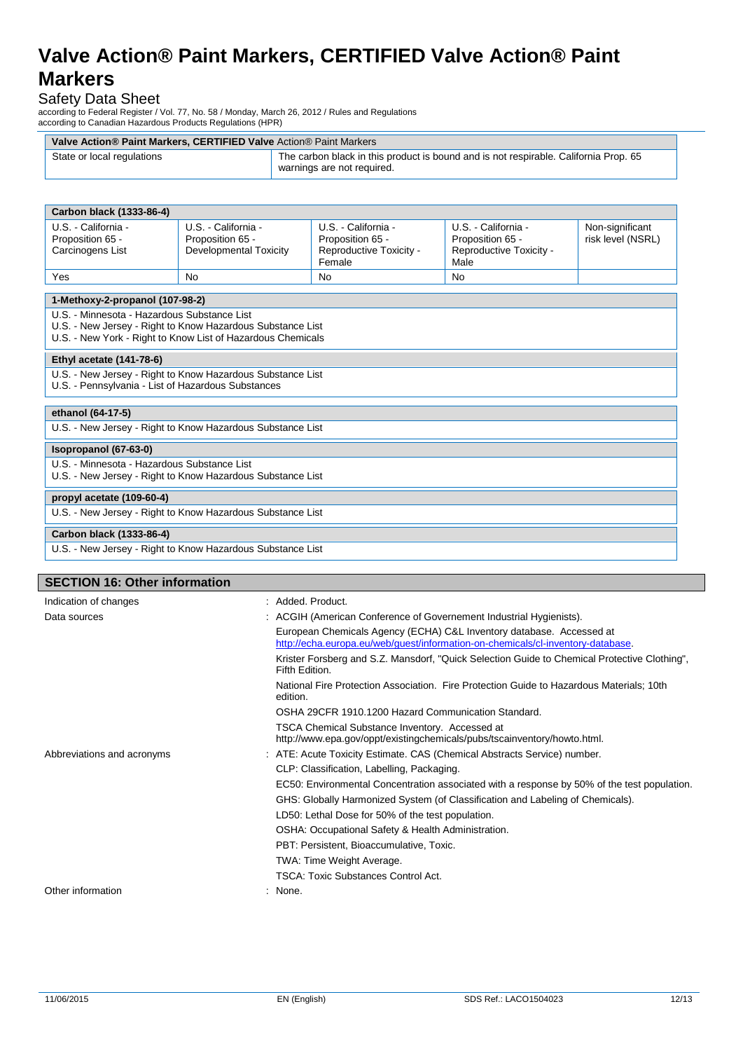| Valve Action® Paint Markers, CERTIFIED Valve Action® Paint Markers | |
|---|---|
| State or local regulations | The carbon black in this product is bound and is not respirable. California Prop. 65 warnings are not required. |

| Carbon black (1333-86-4) | | | | |
|---|---|---|---|---|
| U.S. - California - Proposition 65 - Carcinogens List | U.S. - California - Proposition 65 - Developmental Toxicity | U.S. - California - Proposition 65 - Reproductive Toxicity - Female | U.S. - California - Proposition 65 - Reproductive Toxicity - Male | Non-significant risk level (NSRL) |
| Yes | No | No | No | |

| 1-Methoxy-2-propanol (107-98-2) |
|---|
| U.S. - Minnesota - Hazardous Substance List<br>U.S. - New Jersey - Right to Know Hazardous Substance List<br>U.S. - New York - Right to Know List of Hazardous Chemicals |

| Ethyl acetate (141-78-6) |
|---|
| U.S. - New Jersey - Right to Know Hazardous Substance List<br>U.S. - Pennsylvania - List of Hazardous Substances |

| ethanol (64-17-5) |
|---|
| U.S. - New Jersey - Right to Know Hazardous Substance List |

| Isopropanol (67-63-0) |
|---|
| U.S. - Minnesota - Hazardous Substance List<br>U.S. - New Jersey - Right to Know Hazardous Substance List |

| propyl acetate (109-60-4) |
|---|
| U.S. - New Jersey - Right to Know Hazardous Substance List |

| Carbon black (1333-86-4) |
|---|
| U.S. - New Jersey - Right to Know Hazardous Substance List |

## SECTION 16: Other information

Indication of changes : Added. Product.

Data sources : ACGIH (American Conference of Governement Industrial Hygienists).

European Chemicals Agency (ECHA) C&L Inventory database. Accessed at http://echa.europa.eu/web/guest/information-on-chemicals/cl-inventory-database.

Krister Forsberg and S.Z. Mansdorf, "Quick Selection Guide to Chemical Protective Clothing", Fifth Edition.

National Fire Protection Association. Fire Protection Guide to Hazardous Materials; 10th edition.

OSHA 29CFR 1910.1200 Hazard Communication Standard.

TSCA Chemical Substance Inventory. Accessed at http://www.epa.gov/oppt/existingchemicals/pubs/tscainventory/howto.html.

Abbreviations and acronyms : ATE: Acute Toxicity Estimate. CAS (Chemical Abstracts Service) number.

CLP: Classification, Labelling, Packaging.

EC50: Environmental Concentration associated with a response by 50% of the test population.

GHS: Globally Harmonized System (of Classification and Labeling of Chemicals).

LD50: Lethal Dose for 50% of the test population.

OSHA: Occupational Safety & Health Administration.

PBT: Persistent, Bioaccumulative, Toxic.

TWA: Time Weight Average.

TSCA: Toxic Substances Control Act.

Other information : None.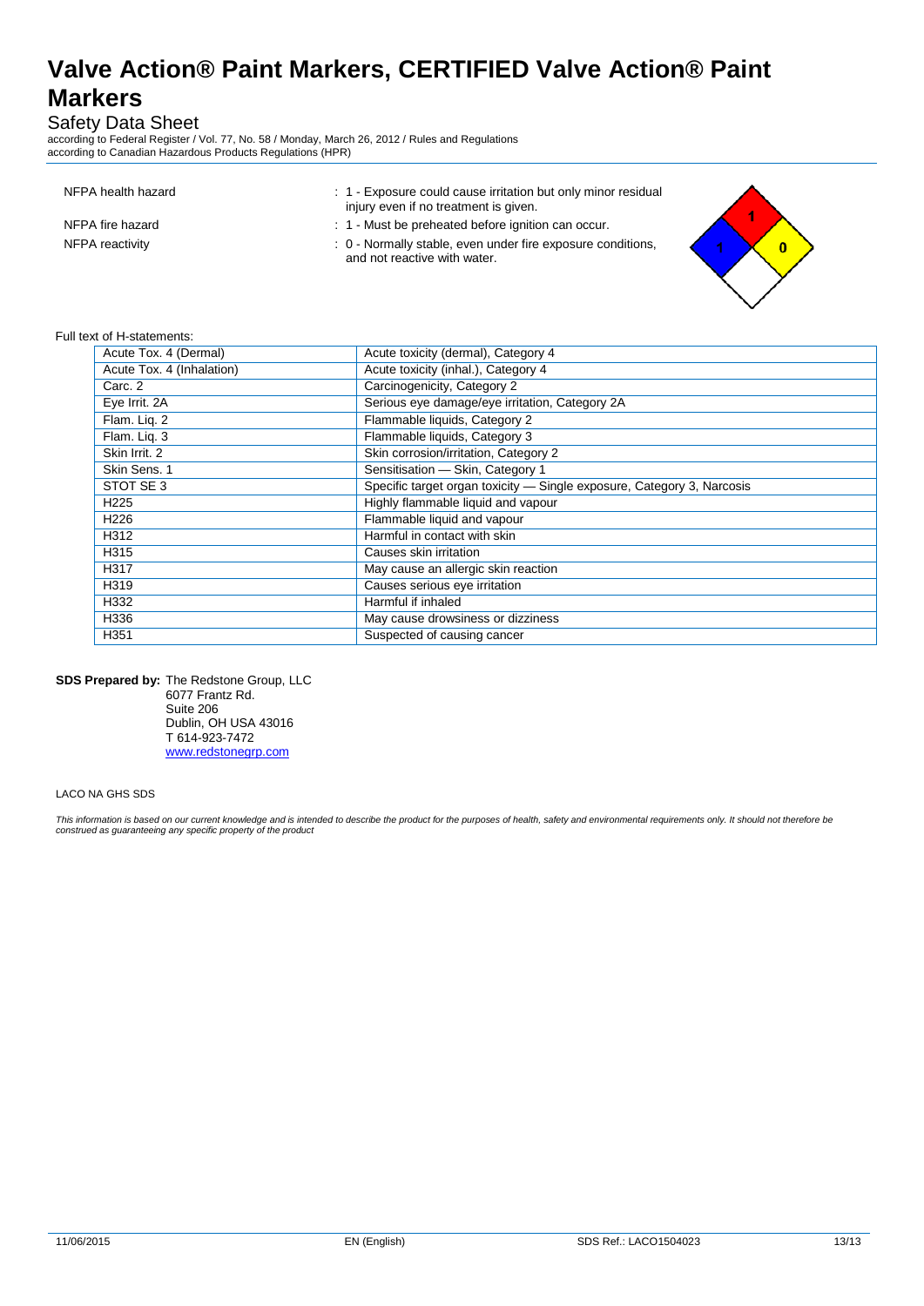NFPA health hazard : 1 - Exposure could cause irritation but only minor residual injury even if no treatment is given.

NFPA fire hazard : 1 - Must be preheated before ignition can occur.

NFPA reactivity : 0 - Normally stable, even under fire exposure conditions, and not reactive with water.

1

1

0

Full text of H-statements:

| | |
|---|---|
| Acute Tox. 4 (Dermal) | Acute toxicity (dermal), Category 4 |
| Acute Tox. 4 (Inhalation) | Acute toxicity (inhal.), Category 4 |
| Carc. 2 | Carcinogenicity, Category 2 |
| Eye Irrit. 2A | Serious eye damage/eye irritation, Category 2A |
| Flam. Liq. 2 | Flammable liquids, Category 2 |
| Flam. Liq. 3 | Flammable liquids, Category 3 |
| Skin Irrit. 2 | Skin corrosion/irritation, Category 2 |
| Skin Sens. 1 | Sensitisation — Skin, Category 1 |
| STOT SE 3 | Specific target organ toxicity — Single exposure, Category 3, Narcosis |
| H225 | Highly flammable liquid and vapour |
| H226 | Flammable liquid and vapour |
| H312 | Harmful in contact with skin |
| H315 | Causes skin irritation |
| H317 | May cause an allergic skin reaction |
| H319 | Causes serious eye irritation |
| H332 | Harmful if inhaled |
| H336 | May cause drowsiness or dizziness |
| H351 | Suspected of causing cancer |

**SDS Prepared by:** The Redstone Group, LLC
6077 Frantz Rd.
Suite 206
Dublin, OH USA 43016
T 614-923-7472
www.redstonegrp.com

LACO NA GHS SDS

*This information is based on our current knowledge and is intended to describe the product for the purposes of health, safety and environmental requirements only. It should not therefore be construed as guaranteeing any specific property of the product*